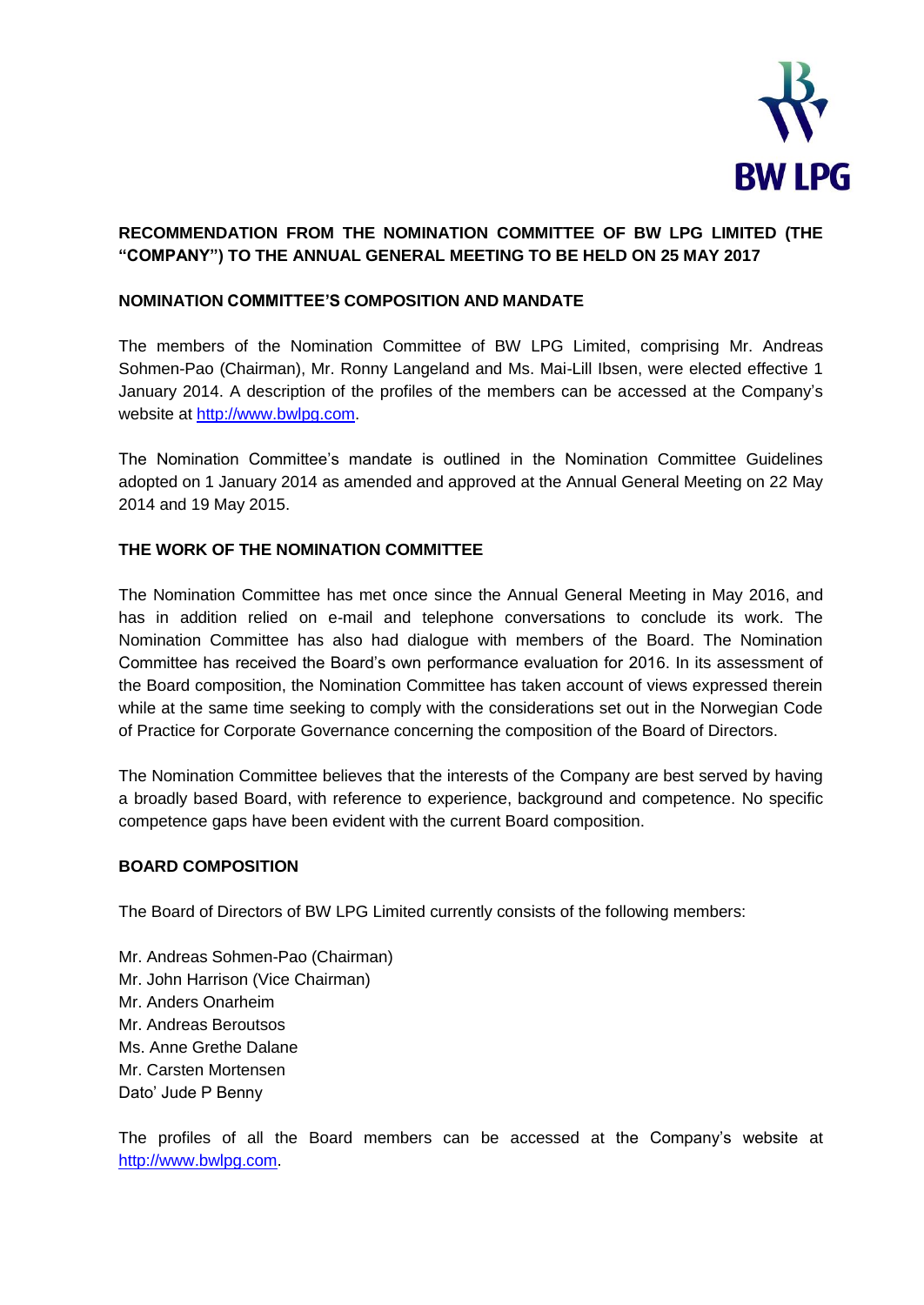## RECOMMENDATION FROM THE NOMINATION COMMITTEE OF BW LPG LIMITED (THE "COMPANY") TO THE ANNUAL GENERAL MEETING TO BE HELD ON 25 MAY 2017

### NOMINATION COMMITTEE'S COMPOSITION AND MANDATE

The members of the Nomination Committee of BW LPG Limited, comprising Mr. Andreas Sohmen-Pao (Chairman), Mr. Ronny Langeland and Ms. Mai-Lill Ibsen, were elected effective 1 January 2014. A description of the profiles of the members can be accessed at the Company's website at http://www.bwlpg.com.

The Nomination Committee's mandate is outlined in the Nomination Committee Guidelines adopted on 1 January 2014 as amended and approved at the Annual General Meeting on 22 May 2014 and 19 May 2015.

### THE WORK OF THE NOMINATION COMMITTEE

The Nomination Committee has met once since the Annual General Meeting in May 2016, and has in addition relied on e-mail and telephone conversations to conclude its work. The Nomination Committee has also had dialogue with members of the Board. The Nomination Committee has received the Board's own performance evaluation for 2016. In its assessment of the Board composition, the Nomination Committee has taken account of views expressed therein while at the same time seeking to comply with the considerations set out in the Norwegian Code of Practice for Corporate Governance concerning the composition of the Board of Directors.

The Nomination Committee believes that the interests of the Company are best served by having a broadly based Board, with reference to experience, background and competence. No specific competence gaps have been evident with the current Board composition.

### BOARD COMPOSITION

The Board of Directors of BW LPG Limited currently consists of the following members:

Mr. Andreas Sohmen-Pao (Chairman)
Mr. John Harrison (Vice Chairman)
Mr. Anders Onarheim
Mr. Andreas Beroutsos
Ms. Anne Grethe Dalane
Mr. Carsten Mortensen
Dato' Jude P Benny

The profiles of all the Board members can be accessed at the Company's website at http://www.bwlpg.com.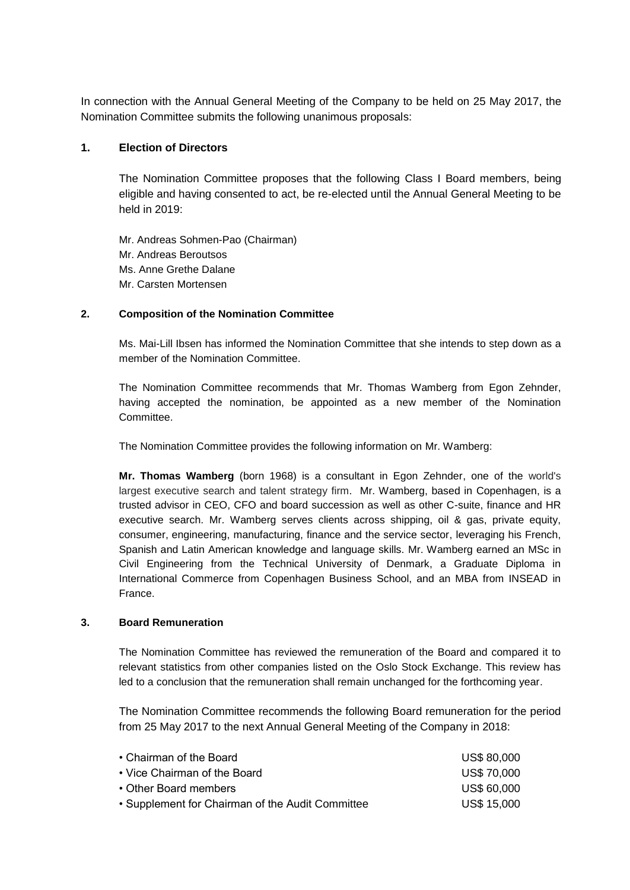In connection with the Annual General Meeting of the Company to be held on 25 May 2017, the Nomination Committee submits the following unanimous proposals:

## 1. Election of Directors

The Nomination Committee proposes that the following Class I Board members, being eligible and having consented to act, be re-elected until the Annual General Meeting to be held in 2019:

Mr. Andreas Sohmen-Pao (Chairman)
Mr. Andreas Beroutsos
Ms. Anne Grethe Dalane
Mr. Carsten Mortensen

## 2. Composition of the Nomination Committee

Ms. Mai-Lill Ibsen has informed the Nomination Committee that she intends to step down as a member of the Nomination Committee.

The Nomination Committee recommends that Mr. Thomas Wamberg from Egon Zehnder, having accepted the nomination, be appointed as a new member of the Nomination Committee.

The Nomination Committee provides the following information on Mr. Wamberg:

**Mr. Thomas Wamberg** (born 1968) is a consultant in Egon Zehnder, one of the world's largest executive search and talent strategy firm. Mr. Wamberg, based in Copenhagen, is a trusted advisor in CEO, CFO and board succession as well as other C-suite, finance and HR executive search. Mr. Wamberg serves clients across shipping, oil & gas, private equity, consumer, engineering, manufacturing, finance and the service sector, leveraging his French, Spanish and Latin American knowledge and language skills. Mr. Wamberg earned an MSc in Civil Engineering from the Technical University of Denmark, a Graduate Diploma in International Commerce from Copenhagen Business School, and an MBA from INSEAD in France.

## 3. Board Remuneration

The Nomination Committee has reviewed the remuneration of the Board and compared it to relevant statistics from other companies listed on the Oslo Stock Exchange. This review has led to a conclusion that the remuneration shall remain unchanged for the forthcoming year.

The Nomination Committee recommends the following Board remuneration for the period from 25 May 2017 to the next Annual General Meeting of the Company in 2018:

| | |
|---|---|
| • Chairman of the Board | US$ 80,000 |
| • Vice Chairman of the Board | US$ 70,000 |
| • Other Board members | US$ 60,000 |
| • Supplement for Chairman of the Audit Committee | US$ 15,000 |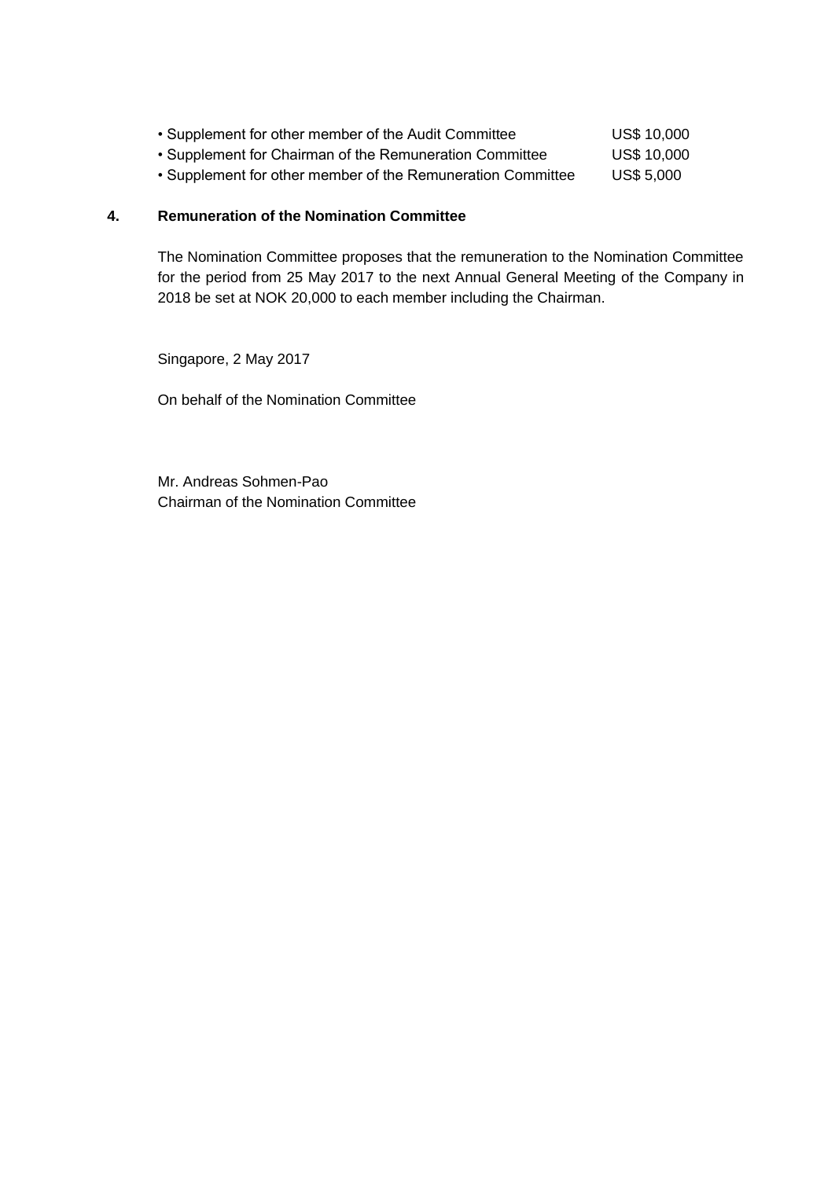- Supplement for other member of the Audit Committee US$ 10,000
- Supplement for Chairman of the Remuneration Committee US$ 10,000
- Supplement for other member of the Remuneration Committee US$ 5,000

**4. Remuneration of the Nomination Committee**

The Nomination Committee proposes that the remuneration to the Nomination Committee for the period from 25 May 2017 to the next Annual General Meeting of the Company in 2018 be set at NOK 20,000 to each member including the Chairman.

Singapore, 2 May 2017

On behalf of the Nomination Committee

Mr. Andreas Sohmen-Pao
Chairman of the Nomination Committee